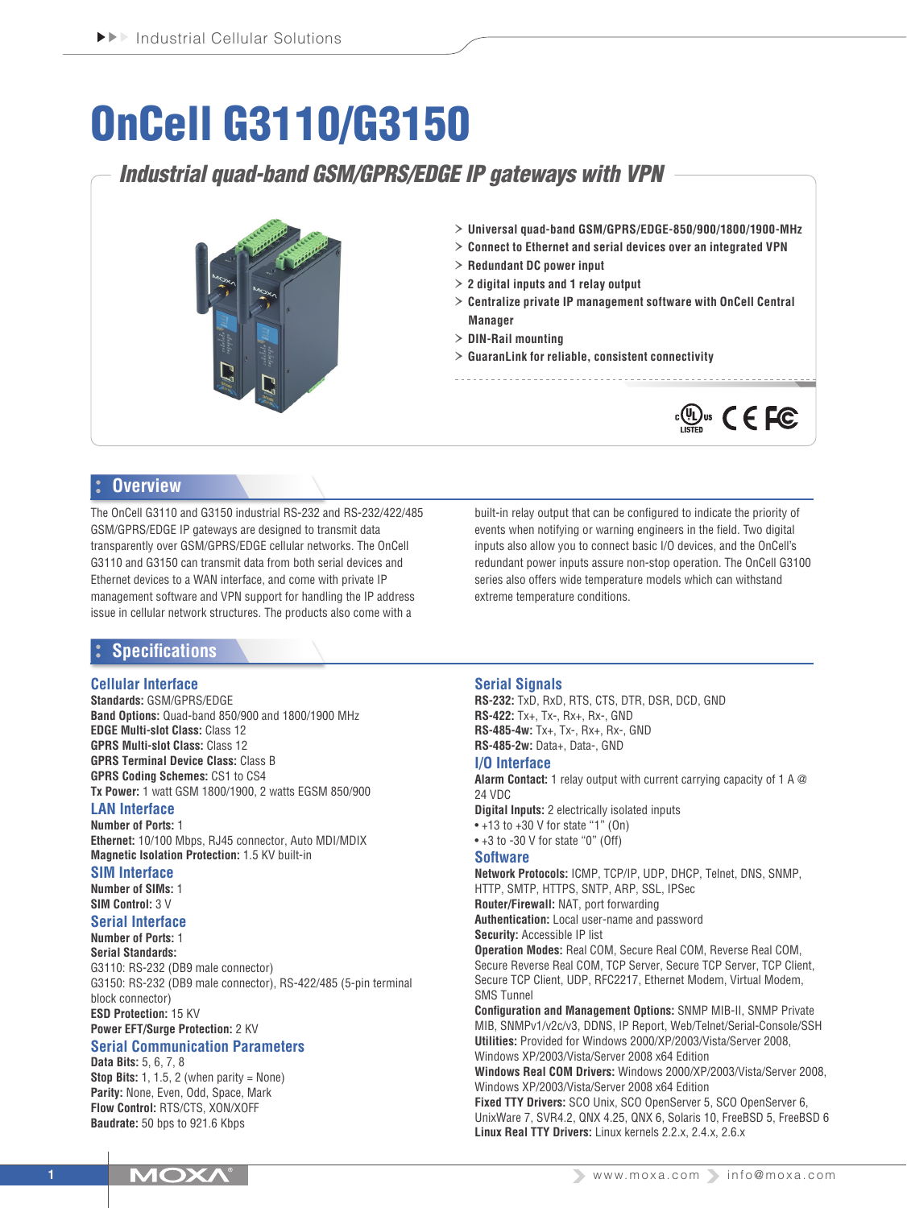# OnCell G3110/G3150

## Industrial quad-band GSM/GPRS/EDGE IP gateways with VPN

- Universal quad-band GSM/GPRS/EDGE-850/900/1800/1900-MHz
- Connect to Ethernet and serial devices over an integrated VPN
- Redundant DC power input
- 2 digital inputs and 1 relay output
- Centralize private IP management software with OnCell Central Manager
- DIN-Rail mounting
- GuaranLink for reliable, consistent connectivity

## Overview

The OnCell G3110 and G3150 industrial RS-232 and RS-232/422/485 GSM/GPRS/EDGE IP gateways are designed to transmit data transparently over GSM/GPRS/EDGE cellular networks. The OnCell G3110 and G3150 can transmit data from both serial devices and Ethernet devices to a WAN interface, and come with private IP management software and VPN support for handling the IP address issue in cellular network structures. The products also come with a built-in relay output that can be configured to indicate the priority of events when notifying or warning engineers in the field. Two digital inputs also allow you to connect basic I/O devices, and the OnCell's redundant power inputs assure non-stop operation. The OnCell G3100 series also offers wide temperature models which can withstand extreme temperature conditions.

## Specifications

### Cellular Interface

**Standards:** GSM/GPRS/EDGE
**Band Options:** Quad-band 850/900 and 1800/1900 MHz
**EDGE Multi-slot Class:** Class 12
**GPRS Multi-slot Class:** Class 12
**GPRS Terminal Device Class:** Class B
**GPRS Coding Schemes:** CS1 to CS4
**Tx Power:** 1 watt GSM 1800/1900, 2 watts EGSM 850/900

### LAN Interface

**Number of Ports:** 1
**Ethernet:** 10/100 Mbps, RJ45 connector, Auto MDI/MDIX
**Magnetic Isolation Protection:** 1.5 KV built-in

### SIM Interface

**Number of SIMs:** 1
**SIM Control:** 3 V

### Serial Interface

**Number of Ports:** 1
**Serial Standards:**
G3110: RS-232 (DB9 male connector)
G3150: RS-232 (DB9 male connector), RS-422/485 (5-pin terminal block connector)
**ESD Protection:** 15 KV
**Power EFT/Surge Protection:** 2 KV

### Serial Communication Parameters

**Data Bits:** 5, 6, 7, 8
**Stop Bits:** 1, 1.5, 2 (when parity = None)
**Parity:** None, Even, Odd, Space, Mark
**Flow Control:** RTS/CTS, XON/XOFF
**Baudrate:** 50 bps to 921.6 Kbps

### Serial Signals

**RS-232:** TxD, RxD, RTS, CTS, DTR, DSR, DCD, GND
**RS-422:** Tx+, Tx-, Rx+, Rx-, GND
**RS-485-4w:** Tx+, Tx-, Rx+, Rx-, GND
**RS-485-2w:** Data+, Data-, GND

### I/O Interface

**Alarm Contact:** 1 relay output with current carrying capacity of 1 A @ 24 VDC
**Digital Inputs:** 2 electrically isolated inputs
- +13 to +30 V for state "1" (On)
- +3 to -30 V for state "0" (Off)

### Software

**Network Protocols:** ICMP, TCP/IP, UDP, DHCP, Telnet, DNS, SNMP, HTTP, SMTP, HTTPS, SNTP, ARP, SSL, IPSec
**Router/Firewall:** NAT, port forwarding
**Authentication:** Local user-name and password
**Security:** Accessible IP list
**Operation Modes:** Real COM, Secure Real COM, Reverse Real COM, Secure Reverse Real COM, TCP Server, Secure TCP Server, TCP Client, Secure TCP Client, UDP, RFC2217, Ethernet Modem, Virtual Modem, SMS Tunnel
**Configuration and Management Options:** SNMP MIB-II, SNMP Private MIB, SNMPv1/v2c/v3, DDNS, IP Report, Web/Telnet/Serial-Console/SSH
**Utilities:** Provided for Windows 2000/XP/2003/Vista/Server 2008, Windows XP/2003/Vista/Server 2008 x64 Edition
**Windows Real COM Drivers:** Windows 2000/XP/2003/Vista/Server 2008, Windows XP/2003/Vista/Server 2008 x64 Edition
**Fixed TTY Drivers:** SCO Unix, SCO OpenServer 5, SCO OpenServer 6, UnixWare 7, SVR4.2, QNX 4.25, QNX 6, Solaris 10, FreeBSD 5, FreeBSD 6
**Linux Real TTY Drivers:** Linux kernels 2.2.x, 2.4.x, 2.6.x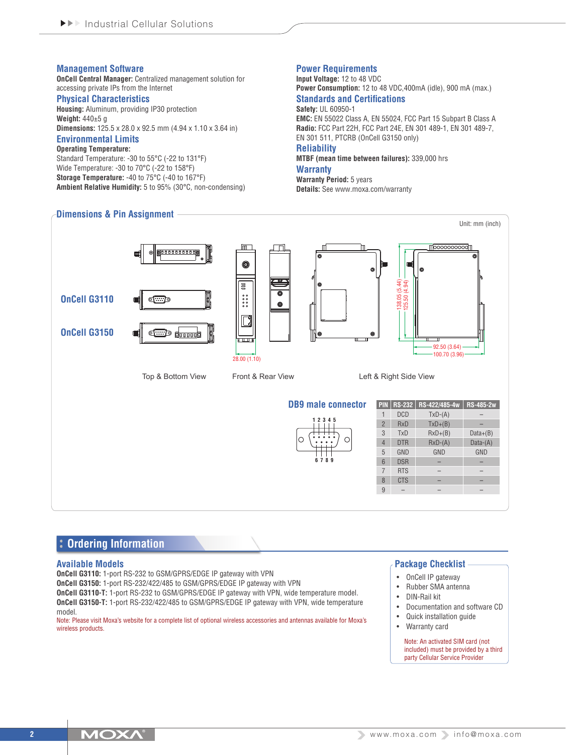### Management Software

**OnCell Central Manager:** Centralized management solution for accessing private IPs from the Internet

### Physical Characteristics

**Housing:** Aluminum, providing IP30 protection
**Weight:** 440±5 g
**Dimensions:** 125.5 x 28.0 x 92.5 mm (4.94 x 1.10 x 3.64 in)

### Environmental Limits

**Operating Temperature:**
Standard Temperature: -30 to 55°C (-22 to 131°F)
Wide Temperature: -30 to 70°C (-22 to 158°F)
**Storage Temperature:** -40 to 75°C (-40 to 167°F)
**Ambient Relative Humidity:** 5 to 95% (30°C, non-condensing)

### Power Requirements

**Input Voltage:** 12 to 48 VDC
**Power Consumption:** 12 to 48 VDC,400mA (idle), 900 mA (max.)

### Standards and Certifications

**Safety:** UL 60950-1
**EMC:** EN 55022 Class A, EN 55024, FCC Part 15 Subpart B Class A
**Radio:** FCC Part 22H, FCC Part 24E, EN 301 489-1, EN 301 489-7, EN 301 511, PTCRB (OnCell G3150 only)

### Reliability

**MTBF (mean time between failures):** 339,000 hrs

### Warranty

**Warranty Period:** 5 years
**Details:** See www.moxa.com/warranty

### Dimensions & Pin Assignment

Unit: mm (inch)

OnCell G3110

OnCell G3150

28.00 (1.10)

138.05 (5.44)
125.50 (4.94)
92.50 (3.64)
100.70 (3.96)

Top & Bottom View
Front & Rear View
Left & Right Side View

#### DB9 male connector

1 2 3 4 5
6 7 8 9

| PIN | RS-232 | RS-422/485-4w | RS-485-2w |
|---|---|---|---|
| 1 | DCD | TxD-(A) | – |
| 2 | RxD | TxD+(B) | – |
| 3 | TxD | RxD+(B) | Data+(B) |
| 4 | DTR | RxD-(A) | Data-(A) |
| 5 | GND | GND | GND |
| 6 | DSR | – | – |
| 7 | RTS | – | – |
| 8 | CTS | – | – |
| 9 | – | – | – |

## Ordering Information

### Available Models

**OnCell G3110:** 1-port RS-232 to GSM/GPRS/EDGE IP gateway with VPN
**OnCell G3150:** 1-port RS-232/422/485 to GSM/GPRS/EDGE IP gateway with VPN
**OnCell G3110-T:** 1-port RS-232 to GSM/GPRS/EDGE IP gateway with VPN, wide temperature model.
**OnCell G3150-T:** 1-port RS-232/422/485 to GSM/GPRS/EDGE IP gateway with VPN, wide temperature model.

Note: Please visit Moxa's website for a complete list of optional wireless accessories and antennas available for Moxa's wireless products.

### Package Checklist

- OnCell IP gateway
- Rubber SMA antenna
- DIN-Rail kit
- Documentation and software CD
- Quick installation guide
- Warranty card

Note: An activated SIM card (not included) must be provided by a third party Cellular Service Provider